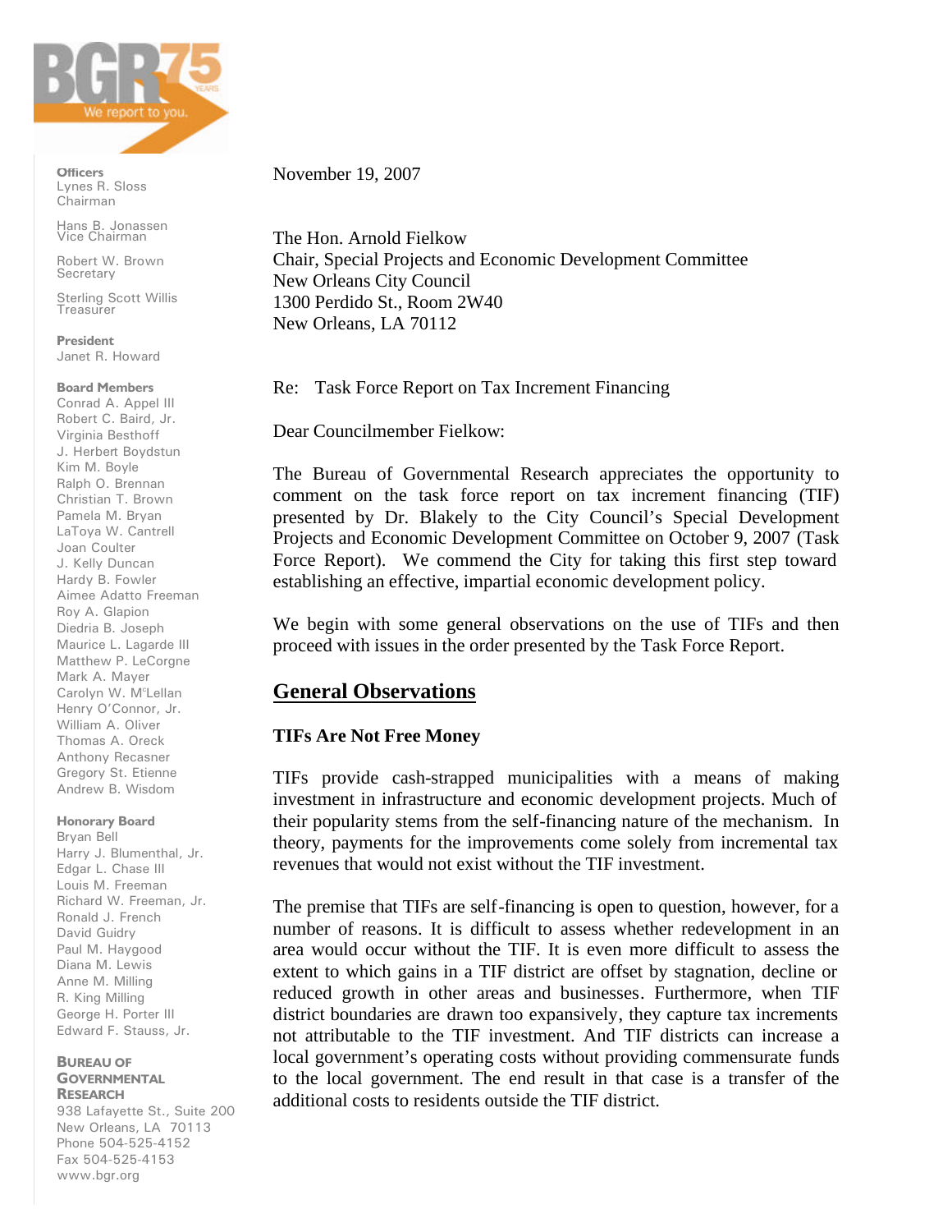Officers
Lynes R. Sloss
Chairman

Hans B. Jonassen
Vice Chairman

Robert W. Brown
Secretary

Sterling Scott Willis
Treasurer

President
Janet R. Howard

Board Members
Conrad A. Appel III
Robert C. Baird, Jr.
Virginia Besthoff
J. Herbert Boydstun
Kim M. Boyle
Ralph O. Brennan
Christian T. Brown
Pamela M. Bryan
LaToya W. Cantrell
Joan Coulter
J. Kelly Duncan
Hardy B. Fowler
Aimee Adatto Freeman
Roy A. Glapion
Diedria B. Joseph
Maurice L. Lagarde III
Matthew P. LeCorgne
Mark A. Mayer
Carolyn W. McLellan
Henry O'Connor, Jr.
William A. Oliver
Thomas A. Oreck
Anthony Recasner
Gregory St. Etienne
Andrew B. Wisdom

Honorary Board
Bryan Bell
Harry J. Blumenthal, Jr.
Edgar L. Chase III
Louis M. Freeman
Richard W. Freeman, Jr.
Ronald J. French
David Guidry
Paul M. Haygood
Diana M. Lewis
Anne M. Milling
R. King Milling
George H. Porter III
Edward F. Stauss, Jr.

BUREAU OF GOVERNMENTAL RESEARCH
938 Lafayette St., Suite 200
New Orleans, LA 70113
Phone 504-525-4152
Fax 504-525-4153
www.bgr.org

November 19, 2007

The Hon. Arnold Fielkow
Chair, Special Projects and Economic Development Committee
New Orleans City Council
1300 Perdido St., Room 2W40
New Orleans, LA 70112

Re: Task Force Report on Tax Increment Financing

Dear Councilmember Fielkow:

The Bureau of Governmental Research appreciates the opportunity to comment on the task force report on tax increment financing (TIF) presented by Dr. Blakely to the City Council's Special Development Projects and Economic Development Committee on October 9, 2007 (Task Force Report). We commend the City for taking this first step toward establishing an effective, impartial economic development policy.

We begin with some general observations on the use of TIFs and then proceed with issues in the order presented by the Task Force Report.

## General Observations

### TIFs Are Not Free Money

TIFs provide cash-strapped municipalities with a means of making investment in infrastructure and economic development projects. Much of their popularity stems from the self-financing nature of the mechanism. In theory, payments for the improvements come solely from incremental tax revenues that would not exist without the TIF investment.

The premise that TIFs are self-financing is open to question, however, for a number of reasons. It is difficult to assess whether redevelopment in an area would occur without the TIF. It is even more difficult to assess the extent to which gains in a TIF district are offset by stagnation, decline or reduced growth in other areas and businesses. Furthermore, when TIF district boundaries are drawn too expansively, they capture tax increments not attributable to the TIF investment. And TIF districts can increase a local government's operating costs without providing commensurate funds to the local government. The end result in that case is a transfer of the additional costs to residents outside the TIF district.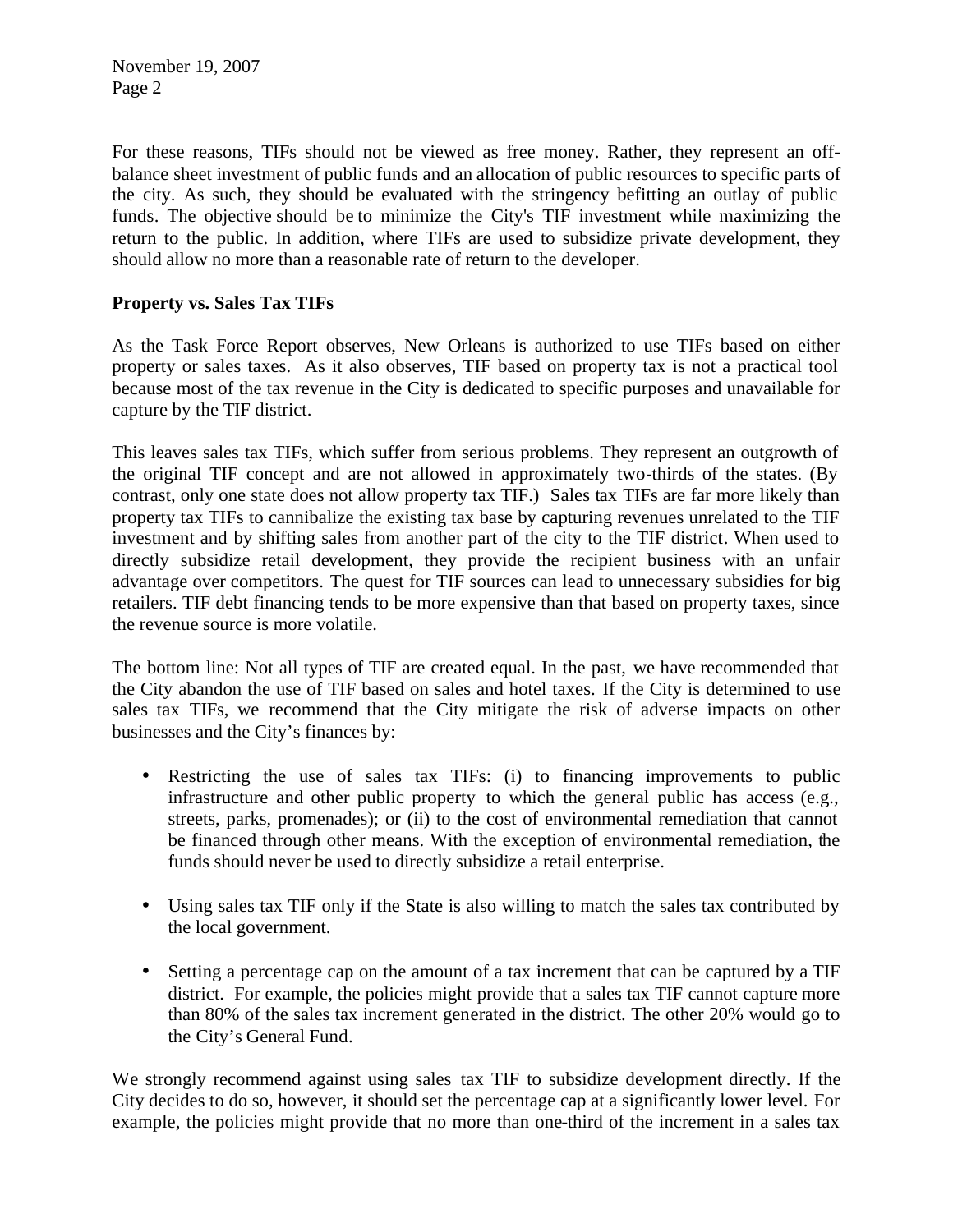For these reasons, TIFs should not be viewed as free money. Rather, they represent an off-balance sheet investment of public funds and an allocation of public resources to specific parts of the city. As such, they should be evaluated with the stringency befitting an outlay of public funds. The objective should be to minimize the City's TIF investment while maximizing the return to the public. In addition, where TIFs are used to subsidize private development, they should allow no more than a reasonable rate of return to the developer.

**Property vs. Sales Tax TIFs**

As the Task Force Report observes, New Orleans is authorized to use TIFs based on either property or sales taxes. As it also observes, TIF based on property tax is not a practical tool because most of the tax revenue in the City is dedicated to specific purposes and unavailable for capture by the TIF district.

This leaves sales tax TIFs, which suffer from serious problems. They represent an outgrowth of the original TIF concept and are not allowed in approximately two-thirds of the states. (By contrast, only one state does not allow property tax TIF.) Sales tax TIFs are far more likely than property tax TIFs to cannibalize the existing tax base by capturing revenues unrelated to the TIF investment and by shifting sales from another part of the city to the TIF district. When used to directly subsidize retail development, they provide the recipient business with an unfair advantage over competitors. The quest for TIF sources can lead to unnecessary subsidies for big retailers. TIF debt financing tends to be more expensive than that based on property taxes, since the revenue source is more volatile.

The bottom line: Not all types of TIF are created equal. In the past, we have recommended that the City abandon the use of TIF based on sales and hotel taxes. If the City is determined to use sales tax TIFs, we recommend that the City mitigate the risk of adverse impacts on other businesses and the City's finances by:

- Restricting the use of sales tax TIFs: (i) to financing improvements to public infrastructure and other public property to which the general public has access (e.g., streets, parks, promenades); or (ii) to the cost of environmental remediation that cannot be financed through other means. With the exception of environmental remediation, the funds should never be used to directly subsidize a retail enterprise.

- Using sales tax TIF only if the State is also willing to match the sales tax contributed by the local government.

- Setting a percentage cap on the amount of a tax increment that can be captured by a TIF district. For example, the policies might provide that a sales tax TIF cannot capture more than 80% of the sales tax increment generated in the district. The other 20% would go to the City's General Fund.

We strongly recommend against using sales tax TIF to subsidize development directly. If the City decides to do so, however, it should set the percentage cap at a significantly lower level. For example, the policies might provide that no more than one-third of the increment in a sales tax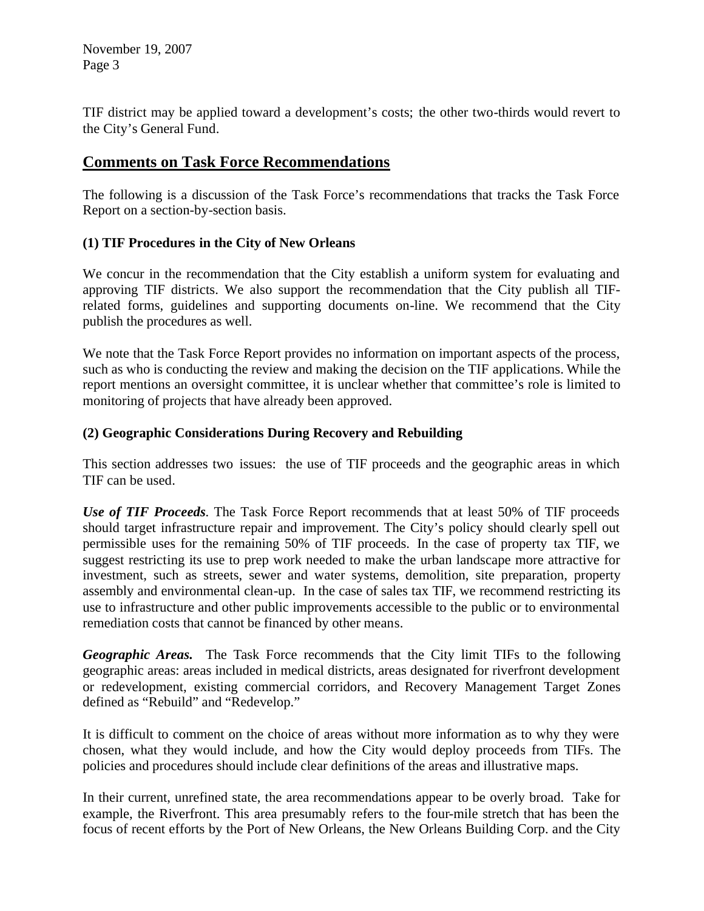TIF district may be applied toward a development's costs; the other two-thirds would revert to the City's General Fund.

## Comments on Task Force Recommendations

The following is a discussion of the Task Force's recommendations that tracks the Task Force Report on a section-by-section basis.

### (1) TIF Procedures in the City of New Orleans

We concur in the recommendation that the City establish a uniform system for evaluating and approving TIF districts. We also support the recommendation that the City publish all TIF-related forms, guidelines and supporting documents on-line. We recommend that the City publish the procedures as well.

We note that the Task Force Report provides no information on important aspects of the process, such as who is conducting the review and making the decision on the TIF applications. While the report mentions an oversight committee, it is unclear whether that committee's role is limited to monitoring of projects that have already been approved.

### (2) Geographic Considerations During Recovery and Rebuilding

This section addresses two issues: the use of TIF proceeds and the geographic areas in which TIF can be used.

***Use of TIF Proceeds***. The Task Force Report recommends that at least 50% of TIF proceeds should target infrastructure repair and improvement. The City's policy should clearly spell out permissible uses for the remaining 50% of TIF proceeds. In the case of property tax TIF, we suggest restricting its use to prep work needed to make the urban landscape more attractive for investment, such as streets, sewer and water systems, demolition, site preparation, property assembly and environmental clean-up. In the case of sales tax TIF, we recommend restricting its use to infrastructure and other public improvements accessible to the public or to environmental remediation costs that cannot be financed by other means.

***Geographic Areas.*** The Task Force recommends that the City limit TIFs to the following geographic areas: areas included in medical districts, areas designated for riverfront development or redevelopment, existing commercial corridors, and Recovery Management Target Zones defined as "Rebuild" and "Redevelop."

It is difficult to comment on the choice of areas without more information as to why they were chosen, what they would include, and how the City would deploy proceeds from TIFs. The policies and procedures should include clear definitions of the areas and illustrative maps.

In their current, unrefined state, the area recommendations appear to be overly broad. Take for example, the Riverfront. This area presumably refers to the four-mile stretch that has been the focus of recent efforts by the Port of New Orleans, the New Orleans Building Corp. and the City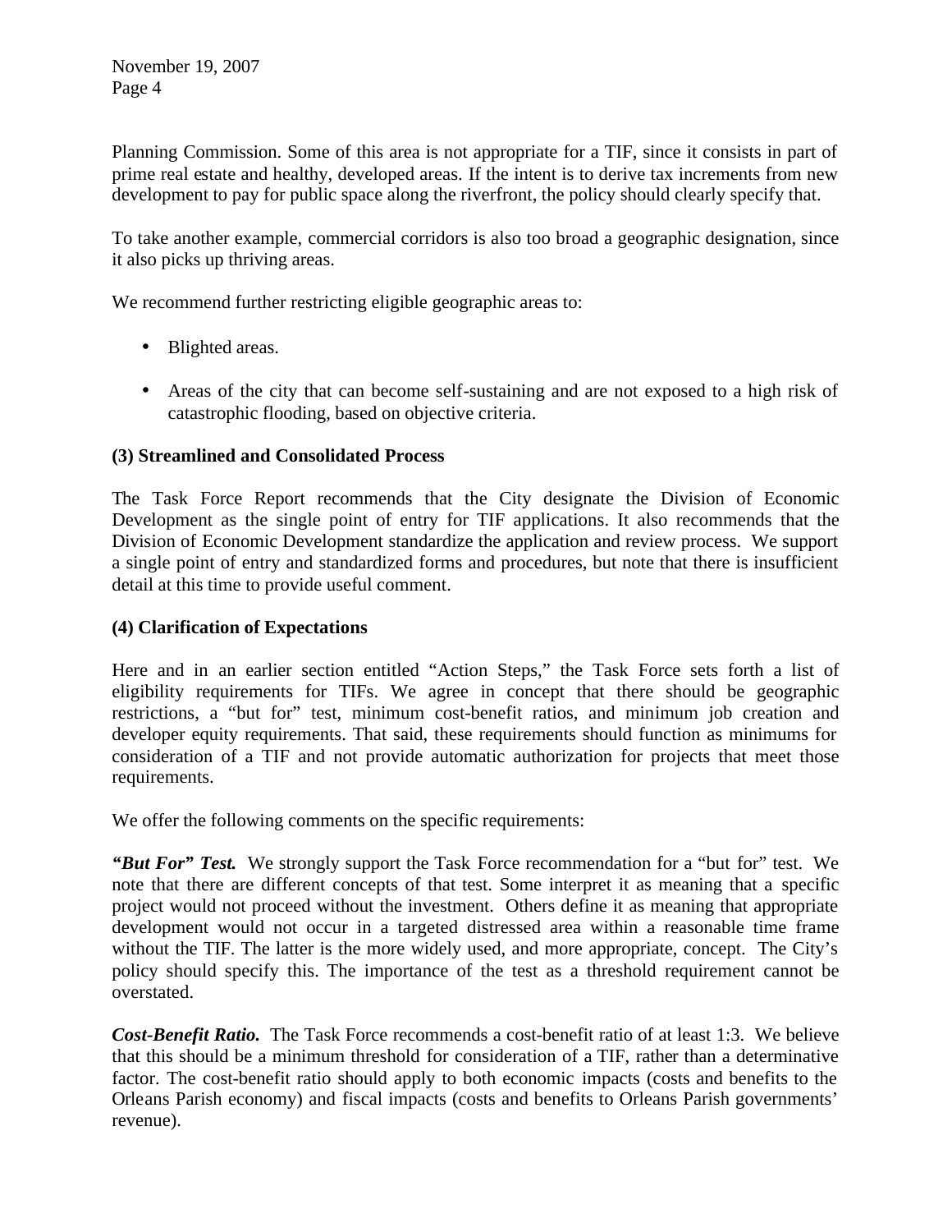Planning Commission. Some of this area is not appropriate for a TIF, since it consists in part of prime real estate and healthy, developed areas. If the intent is to derive tax increments from new development to pay for public space along the riverfront, the policy should clearly specify that.

To take another example, commercial corridors is also too broad a geographic designation, since it also picks up thriving areas.

We recommend further restricting eligible geographic areas to:

- Blighted areas.
- Areas of the city that can become self-sustaining and are not exposed to a high risk of catastrophic flooding, based on objective criteria.

**(3) Streamlined and Consolidated Process**

The Task Force Report recommends that the City designate the Division of Economic Development as the single point of entry for TIF applications. It also recommends that the Division of Economic Development standardize the application and review process. We support a single point of entry and standardized forms and procedures, but note that there is insufficient detail at this time to provide useful comment.

**(4) Clarification of Expectations**

Here and in an earlier section entitled "Action Steps," the Task Force sets forth a list of eligibility requirements for TIFs. We agree in concept that there should be geographic restrictions, a "but for" test, minimum cost-benefit ratios, and minimum job creation and developer equity requirements. That said, these requirements should function as minimums for consideration of a TIF and not provide automatic authorization for projects that meet those requirements.

We offer the following comments on the specific requirements:

***"But For" Test.*** We strongly support the Task Force recommendation for a "but for" test. We note that there are different concepts of that test. Some interpret it as meaning that a specific project would not proceed without the investment. Others define it as meaning that appropriate development would not occur in a targeted distressed area within a reasonable time frame without the TIF. The latter is the more widely used, and more appropriate, concept. The City's policy should specify this. The importance of the test as a threshold requirement cannot be overstated.

***Cost-Benefit Ratio.*** The Task Force recommends a cost-benefit ratio of at least 1:3. We believe that this should be a minimum threshold for consideration of a TIF, rather than a determinative factor. The cost-benefit ratio should apply to both economic impacts (costs and benefits to the Orleans Parish economy) and fiscal impacts (costs and benefits to Orleans Parish governments' revenue).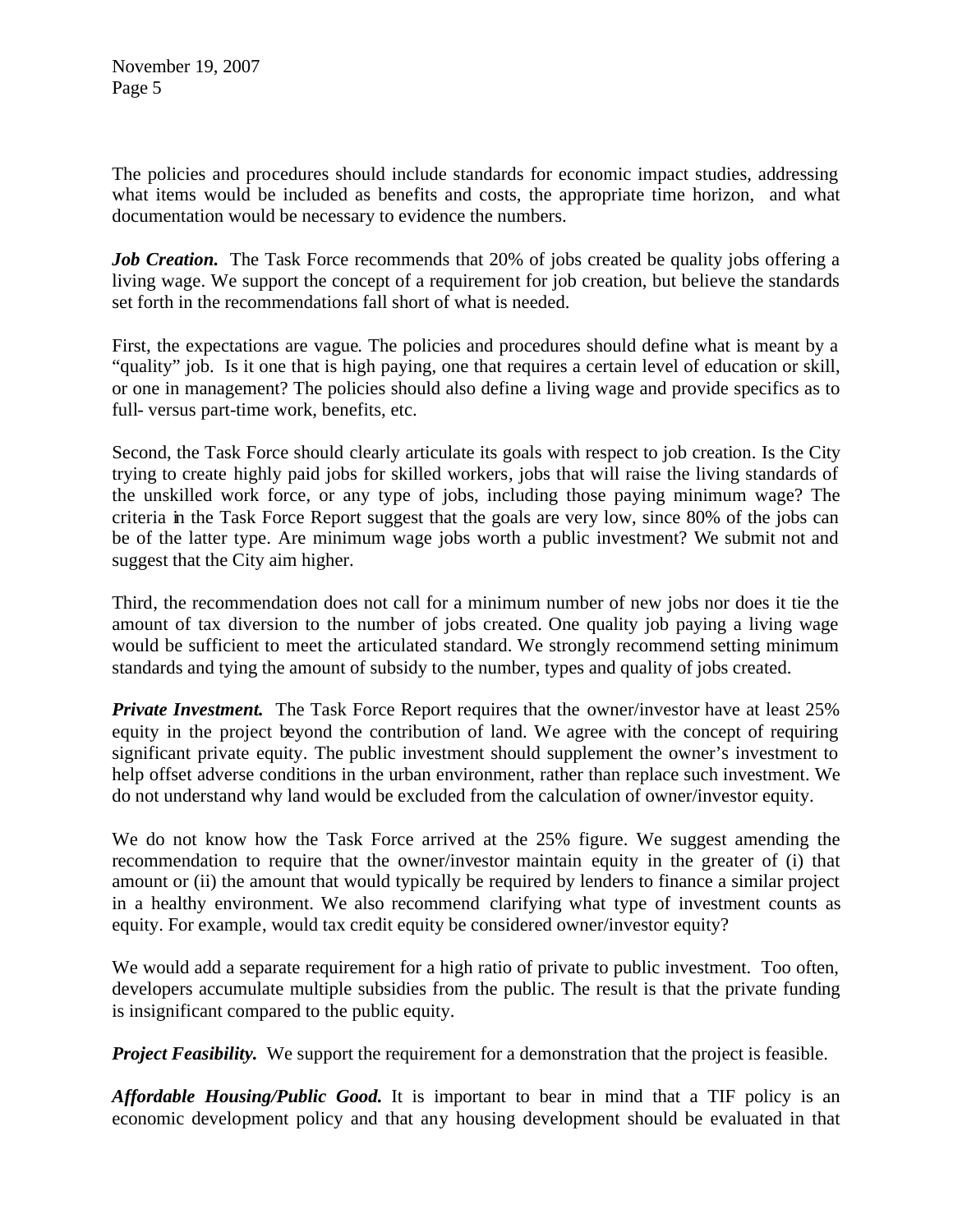The policies and procedures should include standards for economic impact studies, addressing what items would be included as benefits and costs, the appropriate time horizon, and what documentation would be necessary to evidence the numbers.

***Job Creation.*** The Task Force recommends that 20% of jobs created be quality jobs offering a living wage. We support the concept of a requirement for job creation, but believe the standards set forth in the recommendations fall short of what is needed.

First, the expectations are vague. The policies and procedures should define what is meant by a "quality" job. Is it one that is high paying, one that requires a certain level of education or skill, or one in management? The policies should also define a living wage and provide specifics as to full- versus part-time work, benefits, etc.

Second, the Task Force should clearly articulate its goals with respect to job creation. Is the City trying to create highly paid jobs for skilled workers, jobs that will raise the living standards of the unskilled work force, or any type of jobs, including those paying minimum wage? The criteria in the Task Force Report suggest that the goals are very low, since 80% of the jobs can be of the latter type. Are minimum wage jobs worth a public investment? We submit not and suggest that the City aim higher.

Third, the recommendation does not call for a minimum number of new jobs nor does it tie the amount of tax diversion to the number of jobs created. One quality job paying a living wage would be sufficient to meet the articulated standard. We strongly recommend setting minimum standards and tying the amount of subsidy to the number, types and quality of jobs created.

***Private Investment.*** The Task Force Report requires that the owner/investor have at least 25% equity in the project beyond the contribution of land. We agree with the concept of requiring significant private equity. The public investment should supplement the owner's investment to help offset adverse conditions in the urban environment, rather than replace such investment. We do not understand why land would be excluded from the calculation of owner/investor equity.

We do not know how the Task Force arrived at the 25% figure. We suggest amending the recommendation to require that the owner/investor maintain equity in the greater of (i) that amount or (ii) the amount that would typically be required by lenders to finance a similar project in a healthy environment. We also recommend clarifying what type of investment counts as equity. For example, would tax credit equity be considered owner/investor equity?

We would add a separate requirement for a high ratio of private to public investment. Too often, developers accumulate multiple subsidies from the public. The result is that the private funding is insignificant compared to the public equity.

***Project Feasibility.*** We support the requirement for a demonstration that the project is feasible.

***Affordable Housing/Public Good.*** It is important to bear in mind that a TIF policy is an economic development policy and that any housing development should be evaluated in that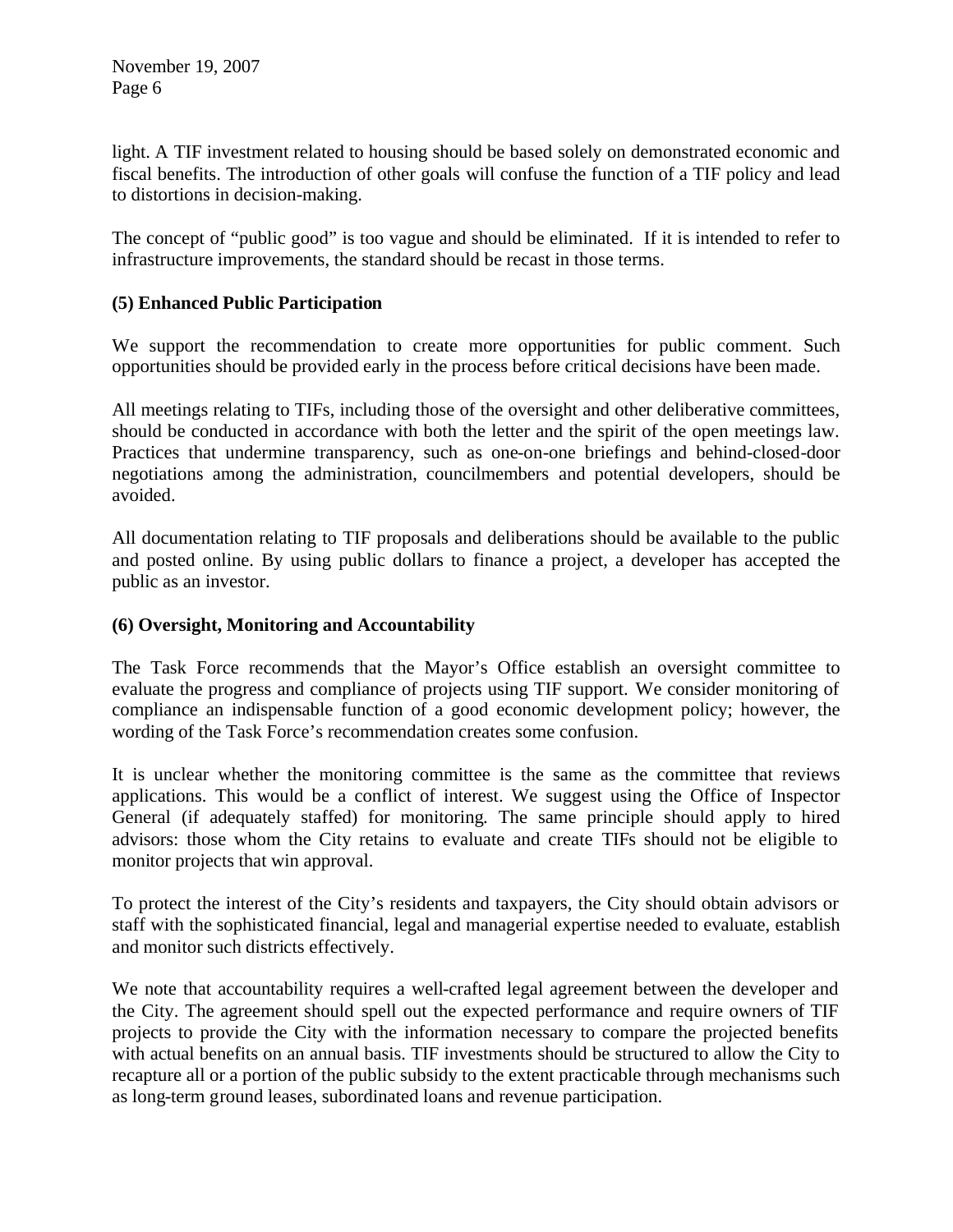light. A TIF investment related to housing should be based solely on demonstrated economic and fiscal benefits. The introduction of other goals will confuse the function of a TIF policy and lead to distortions in decision-making.

The concept of "public good" is too vague and should be eliminated. If it is intended to refer to infrastructure improvements, the standard should be recast in those terms.

**(5) Enhanced Public Participation**

We support the recommendation to create more opportunities for public comment. Such opportunities should be provided early in the process before critical decisions have been made.

All meetings relating to TIFs, including those of the oversight and other deliberative committees, should be conducted in accordance with both the letter and the spirit of the open meetings law. Practices that undermine transparency, such as one-on-one briefings and behind-closed-door negotiations among the administration, councilmembers and potential developers, should be avoided.

All documentation relating to TIF proposals and deliberations should be available to the public and posted online. By using public dollars to finance a project, a developer has accepted the public as an investor.

**(6) Oversight, Monitoring and Accountability**

The Task Force recommends that the Mayor's Office establish an oversight committee to evaluate the progress and compliance of projects using TIF support. We consider monitoring of compliance an indispensable function of a good economic development policy; however, the wording of the Task Force's recommendation creates some confusion.

It is unclear whether the monitoring committee is the same as the committee that reviews applications. This would be a conflict of interest. We suggest using the Office of Inspector General (if adequately staffed) for monitoring. The same principle should apply to hired advisors: those whom the City retains to evaluate and create TIFs should not be eligible to monitor projects that win approval.

To protect the interest of the City's residents and taxpayers, the City should obtain advisors or staff with the sophisticated financial, legal and managerial expertise needed to evaluate, establish and monitor such districts effectively.

We note that accountability requires a well-crafted legal agreement between the developer and the City. The agreement should spell out the expected performance and require owners of TIF projects to provide the City with the information necessary to compare the projected benefits with actual benefits on an annual basis. TIF investments should be structured to allow the City to recapture all or a portion of the public subsidy to the extent practicable through mechanisms such as long-term ground leases, subordinated loans and revenue participation.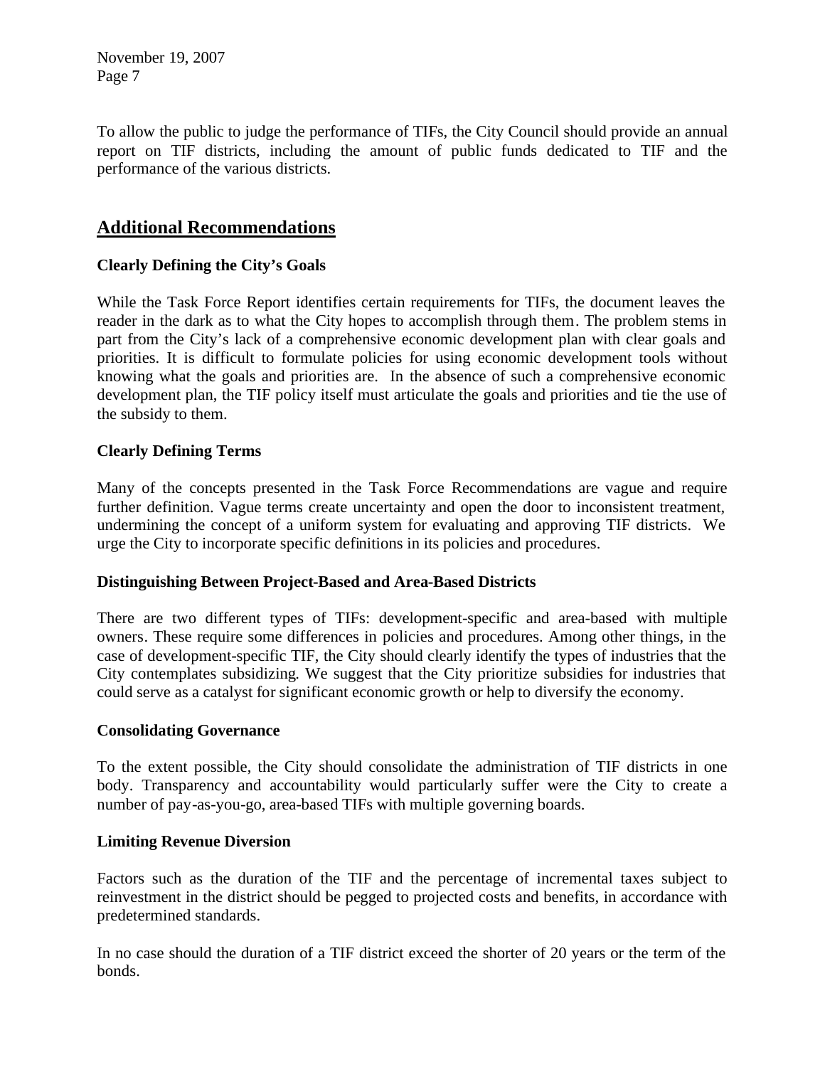To allow the public to judge the performance of TIFs, the City Council should provide an annual report on TIF districts, including the amount of public funds dedicated to TIF and the performance of the various districts.

## Additional Recommendations

**Clearly Defining the City's Goals**

While the Task Force Report identifies certain requirements for TIFs, the document leaves the reader in the dark as to what the City hopes to accomplish through them. The problem stems in part from the City's lack of a comprehensive economic development plan with clear goals and priorities. It is difficult to formulate policies for using economic development tools without knowing what the goals and priorities are. In the absence of such a comprehensive economic development plan, the TIF policy itself must articulate the goals and priorities and tie the use of the subsidy to them.

**Clearly Defining Terms**

Many of the concepts presented in the Task Force Recommendations are vague and require further definition. Vague terms create uncertainty and open the door to inconsistent treatment, undermining the concept of a uniform system for evaluating and approving TIF districts. We urge the City to incorporate specific definitions in its policies and procedures.

**Distinguishing Between Project-Based and Area-Based Districts**

There are two different types of TIFs: development-specific and area-based with multiple owners. These require some differences in policies and procedures. Among other things, in the case of development-specific TIF, the City should clearly identify the types of industries that the City contemplates subsidizing. We suggest that the City prioritize subsidies for industries that could serve as a catalyst for significant economic growth or help to diversify the economy.

**Consolidating Governance**

To the extent possible, the City should consolidate the administration of TIF districts in one body. Transparency and accountability would particularly suffer were the City to create a number of pay-as-you-go, area-based TIFs with multiple governing boards.

**Limiting Revenue Diversion**

Factors such as the duration of the TIF and the percentage of incremental taxes subject to reinvestment in the district should be pegged to projected costs and benefits, in accordance with predetermined standards.

In no case should the duration of a TIF district exceed the shorter of 20 years or the term of the bonds.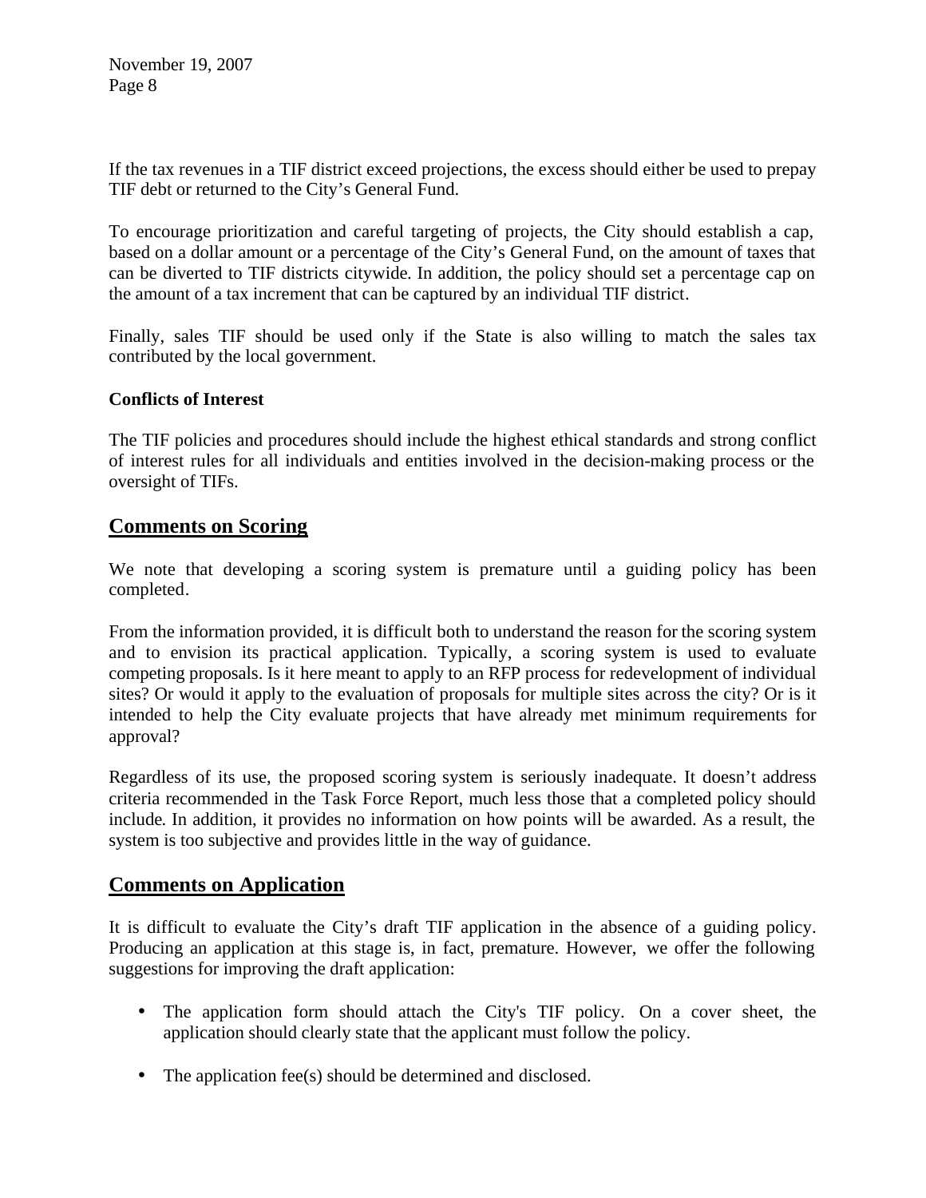If the tax revenues in a TIF district exceed projections, the excess should either be used to prepay TIF debt or returned to the City's General Fund.

To encourage prioritization and careful targeting of projects, the City should establish a cap, based on a dollar amount or a percentage of the City's General Fund, on the amount of taxes that can be diverted to TIF districts citywide. In addition, the policy should set a percentage cap on the amount of a tax increment that can be captured by an individual TIF district.

Finally, sales TIF should be used only if the State is also willing to match the sales tax contributed by the local government.

**Conflicts of Interest**

The TIF policies and procedures should include the highest ethical standards and strong conflict of interest rules for all individuals and entities involved in the decision-making process or the oversight of TIFs.

## Comments on Scoring

We note that developing a scoring system is premature until a guiding policy has been completed.

From the information provided, it is difficult both to understand the reason for the scoring system and to envision its practical application. Typically, a scoring system is used to evaluate competing proposals. Is it here meant to apply to an RFP process for redevelopment of individual sites? Or would it apply to the evaluation of proposals for multiple sites across the city? Or is it intended to help the City evaluate projects that have already met minimum requirements for approval?

Regardless of its use, the proposed scoring system is seriously inadequate. It doesn't address criteria recommended in the Task Force Report, much less those that a completed policy should include. In addition, it provides no information on how points will be awarded. As a result, the system is too subjective and provides little in the way of guidance.

## Comments on Application

It is difficult to evaluate the City's draft TIF application in the absence of a guiding policy. Producing an application at this stage is, in fact, premature. However, we offer the following suggestions for improving the draft application:

- The application form should attach the City's TIF policy. On a cover sheet, the application should clearly state that the applicant must follow the policy.
- The application fee(s) should be determined and disclosed.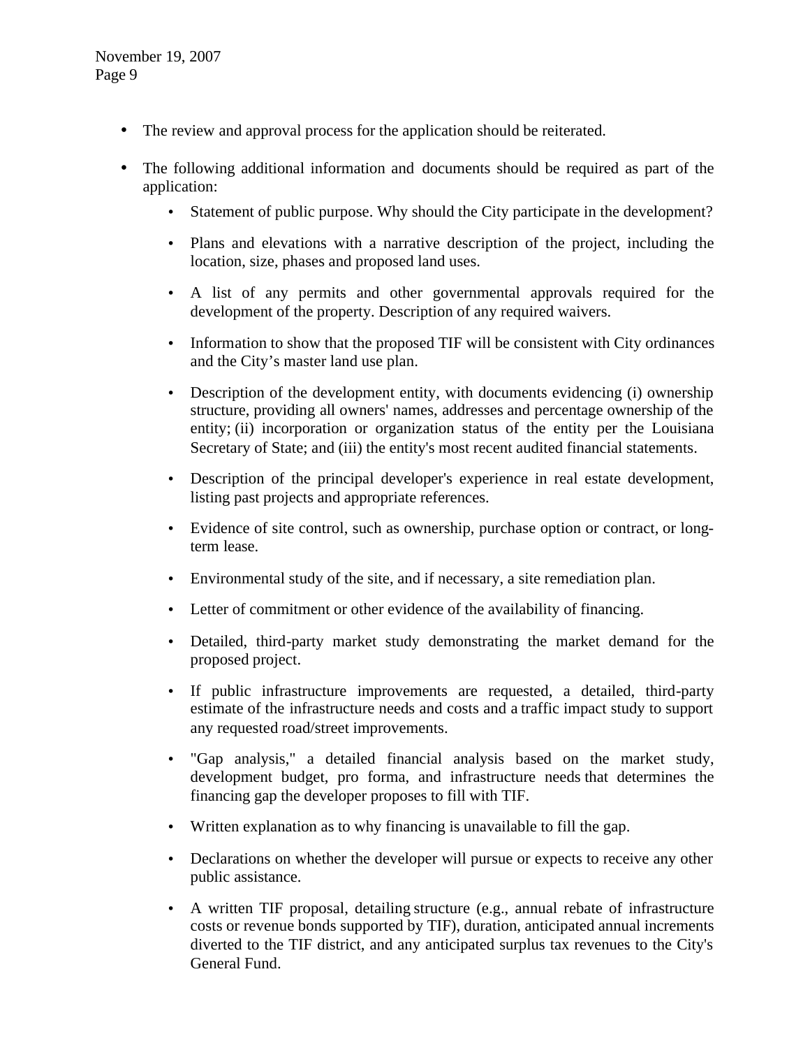- The review and approval process for the application should be reiterated.

- The following additional information and documents should be required as part of the application:

  - Statement of public purpose. Why should the City participate in the development?

  - Plans and elevations with a narrative description of the project, including the location, size, phases and proposed land uses.

  - A list of any permits and other governmental approvals required for the development of the property. Description of any required waivers.

  - Information to show that the proposed TIF will be consistent with City ordinances and the City's master land use plan.

  - Description of the development entity, with documents evidencing (i) ownership structure, providing all owners' names, addresses and percentage ownership of the entity; (ii) incorporation or organization status of the entity per the Louisiana Secretary of State; and (iii) the entity's most recent audited financial statements.

  - Description of the principal developer's experience in real estate development, listing past projects and appropriate references.

  - Evidence of site control, such as ownership, purchase option or contract, or long-term lease.

  - Environmental study of the site, and if necessary, a site remediation plan.

  - Letter of commitment or other evidence of the availability of financing.

  - Detailed, third-party market study demonstrating the market demand for the proposed project.

  - If public infrastructure improvements are requested, a detailed, third-party estimate of the infrastructure needs and costs and a traffic impact study to support any requested road/street improvements.

  - "Gap analysis," a detailed financial analysis based on the market study, development budget, pro forma, and infrastructure needs that determines the financing gap the developer proposes to fill with TIF.

  - Written explanation as to why financing is unavailable to fill the gap.

  - Declarations on whether the developer will pursue or expects to receive any other public assistance.

  - A written TIF proposal, detailing structure (e.g., annual rebate of infrastructure costs or revenue bonds supported by TIF), duration, anticipated annual increments diverted to the TIF district, and any anticipated surplus tax revenues to the City's General Fund.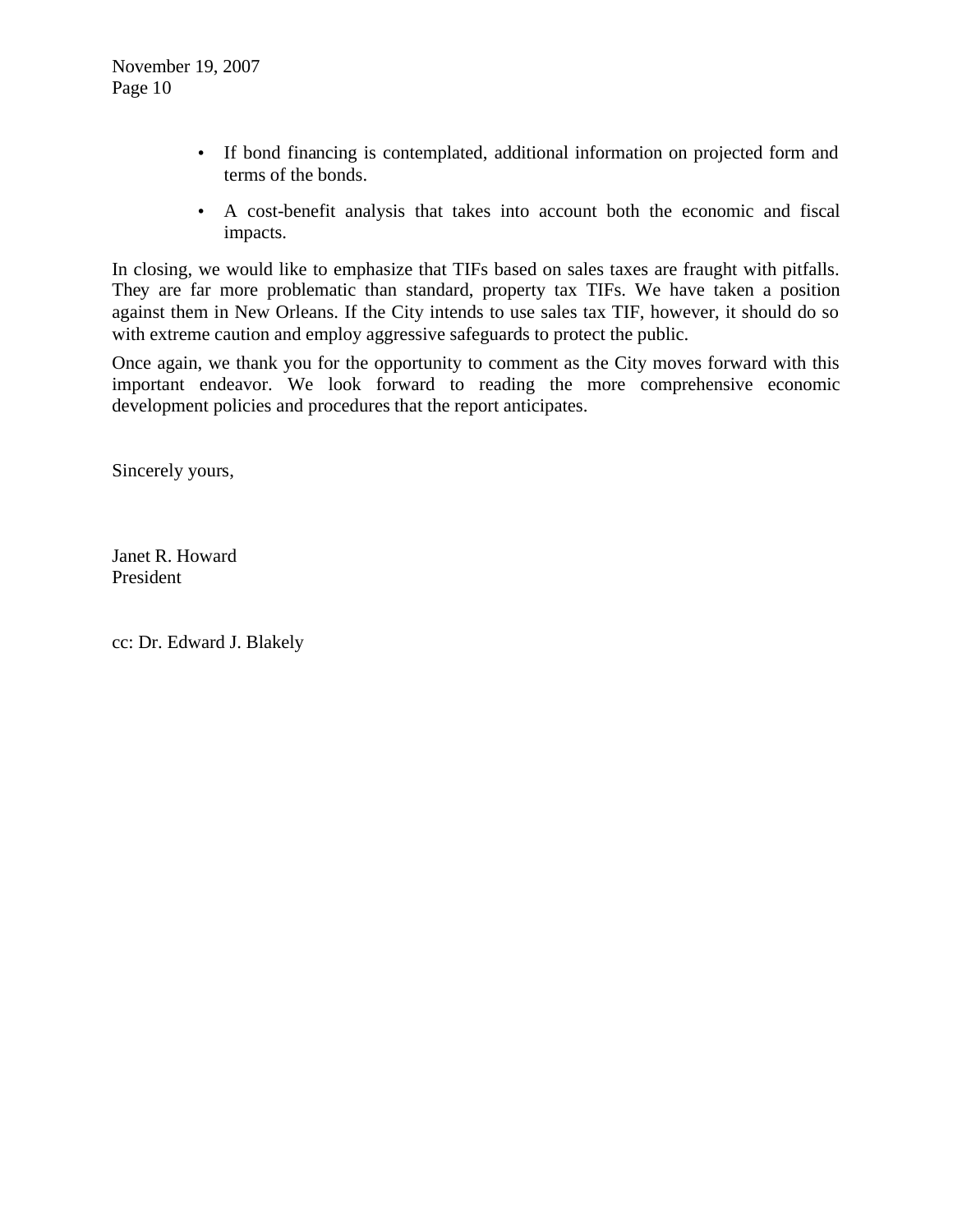- If bond financing is contemplated, additional information on projected form and terms of the bonds.
- A cost-benefit analysis that takes into account both the economic and fiscal impacts.

In closing, we would like to emphasize that TIFs based on sales taxes are fraught with pitfalls. They are far more problematic than standard, property tax TIFs. We have taken a position against them in New Orleans. If the City intends to use sales tax TIF, however, it should do so with extreme caution and employ aggressive safeguards to protect the public.

Once again, we thank you for the opportunity to comment as the City moves forward with this important endeavor. We look forward to reading the more comprehensive economic development policies and procedures that the report anticipates.

Sincerely yours,

Janet R. Howard
President

cc: Dr. Edward J. Blakely